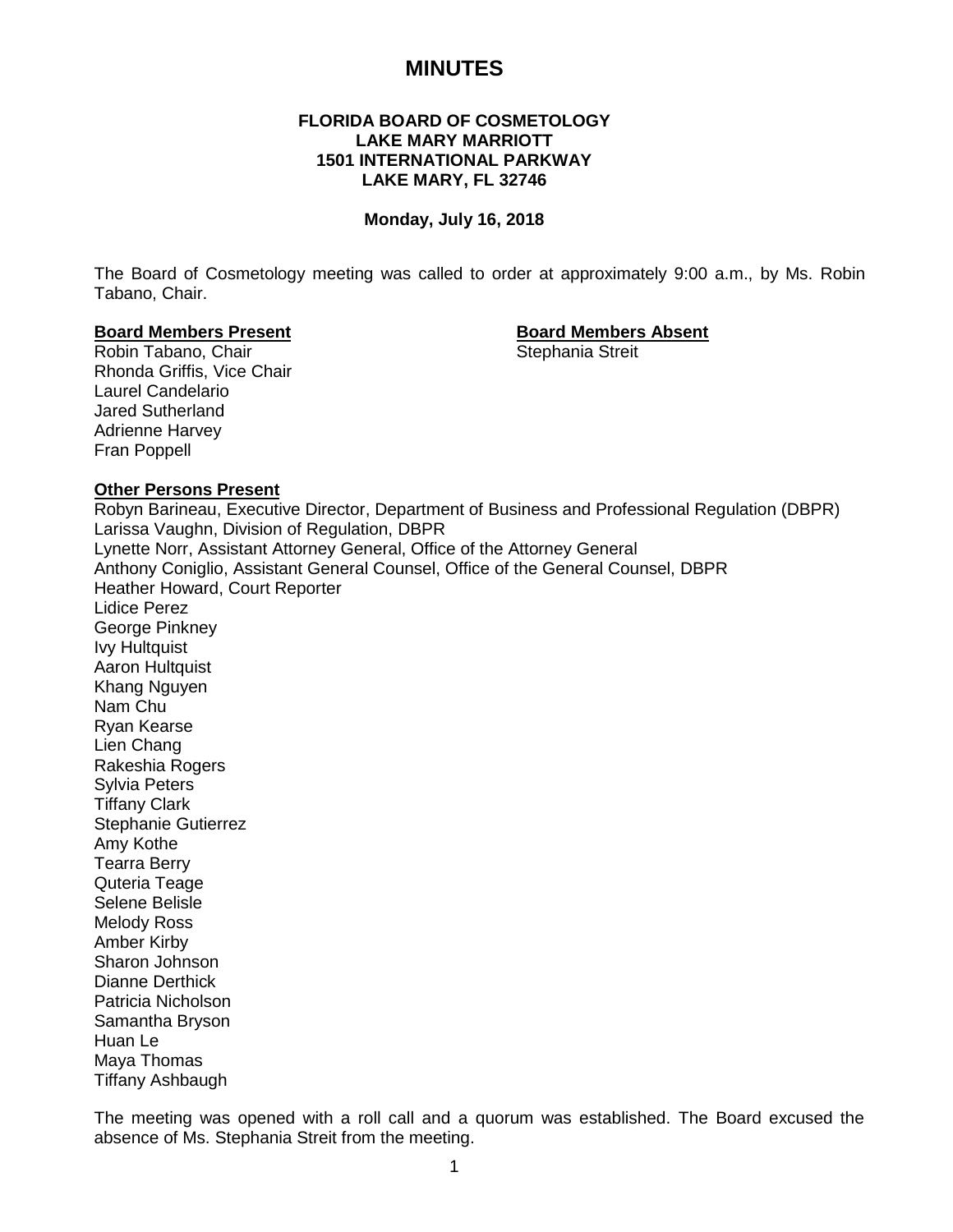# MINUTES

**FLORIDA BOARD OF COSMETOLOGY**
**LAKE MARY MARRIOTT**
**1501 INTERNATIONAL PARKWAY**
**LAKE MARY, FL 32746**

**Monday, July 16, 2018**

The Board of Cosmetology meeting was called to order at approximately 9:00 a.m., by Ms. Robin Tabano, Chair.

**Board Members Present**

Robin Tabano, Chair
Rhonda Griffis, Vice Chair
Laurel Candelario
Jared Sutherland
Adrienne Harvey
Fran Poppell

**Board Members Absent**

Stephania Streit

**Other Persons Present**

Robyn Barineau, Executive Director, Department of Business and Professional Regulation (DBPR)
Larissa Vaughn, Division of Regulation, DBPR
Lynette Norr, Assistant Attorney General, Office of the Attorney General
Anthony Coniglio, Assistant General Counsel, Office of the General Counsel, DBPR
Heather Howard, Court Reporter
Lidice Perez
George Pinkney
Ivy Hultquist
Aaron Hultquist
Khang Nguyen
Nam Chu
Ryan Kearse
Lien Chang
Rakeshia Rogers
Sylvia Peters
Tiffany Clark
Stephanie Gutierrez
Amy Kothe
Tearra Berry
Quteria Teage
Selene Belisle
Melody Ross
Amber Kirby
Sharon Johnson
Dianne Derthick
Patricia Nicholson
Samantha Bryson
Huan Le
Maya Thomas
Tiffany Ashbaugh

The meeting was opened with a roll call and a quorum was established. The Board excused the absence of Ms. Stephania Streit from the meeting.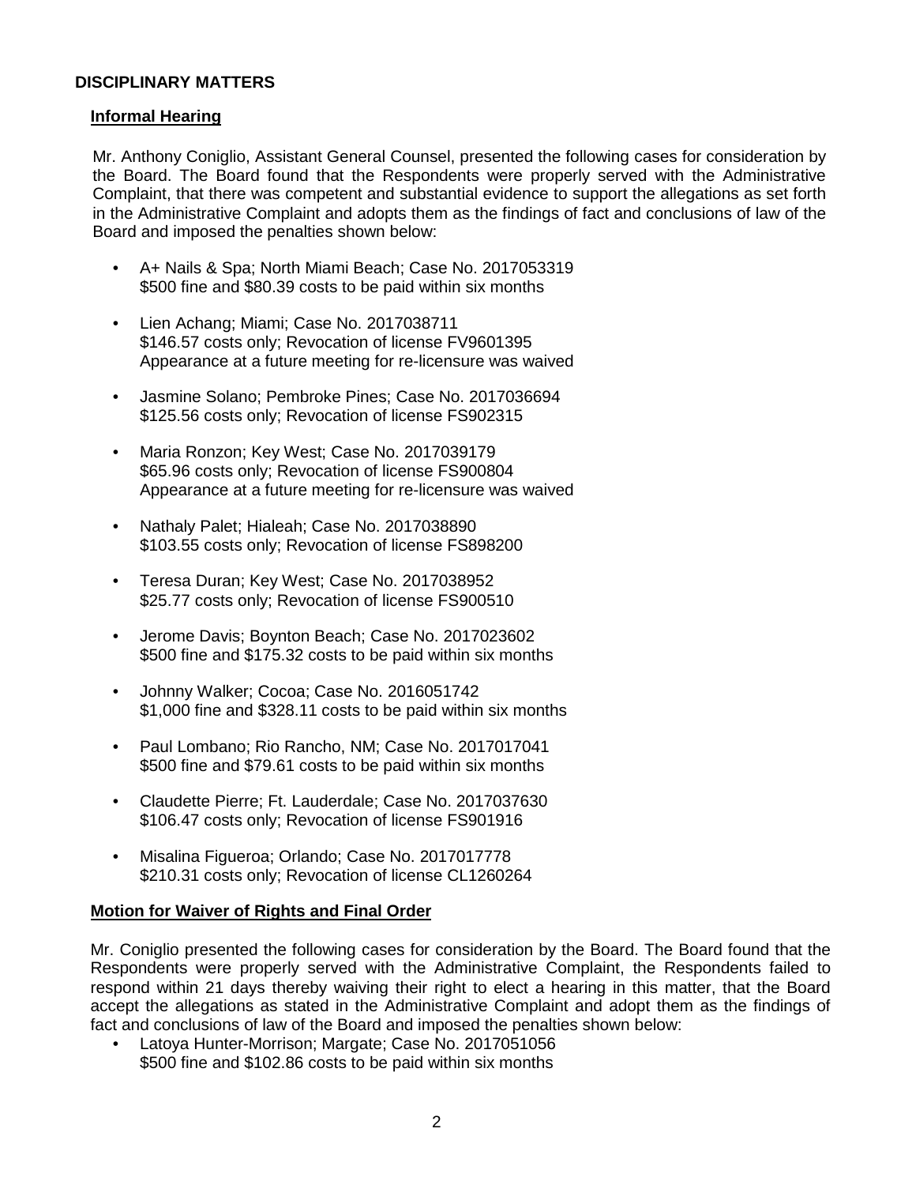## DISCIPLINARY MATTERS

### Informal Hearing

Mr. Anthony Coniglio, Assistant General Counsel, presented the following cases for consideration by the Board. The Board found that the Respondents were properly served with the Administrative Complaint, that there was competent and substantial evidence to support the allegations as set forth in the Administrative Complaint and adopts them as the findings of fact and conclusions of law of the Board and imposed the penalties shown below:

- A+ Nails & Spa; North Miami Beach; Case No. 2017053319
  $500 fine and $80.39 costs to be paid within six months
- Lien Achang; Miami; Case No. 2017038711
  $146.57 costs only; Revocation of license FV9601395
  Appearance at a future meeting for re-licensure was waived
- Jasmine Solano; Pembroke Pines; Case No. 2017036694
  $125.56 costs only; Revocation of license FS902315
- Maria Ronzon; Key West; Case No. 2017039179
  $65.96 costs only; Revocation of license FS900804
  Appearance at a future meeting for re-licensure was waived
- Nathaly Palet; Hialeah; Case No. 2017038890
  $103.55 costs only; Revocation of license FS898200
- Teresa Duran; Key West; Case No. 2017038952
  $25.77 costs only; Revocation of license FS900510
- Jerome Davis; Boynton Beach; Case No. 2017023602
  $500 fine and $175.32 costs to be paid within six months
- Johnny Walker; Cocoa; Case No. 2016051742
  $1,000 fine and $328.11 costs to be paid within six months
- Paul Lombano; Rio Rancho, NM; Case No. 2017017041
  $500 fine and $79.61 costs to be paid within six months
- Claudette Pierre; Ft. Lauderdale; Case No. 2017037630
  $106.47 costs only; Revocation of license FS901916
- Misalina Figueroa; Orlando; Case No. 2017017778
  $210.31 costs only; Revocation of license CL1260264

### Motion for Waiver of Rights and Final Order

Mr. Coniglio presented the following cases for consideration by the Board. The Board found that the Respondents were properly served with the Administrative Complaint, the Respondents failed to respond within 21 days thereby waiving their right to elect a hearing in this matter, that the Board accept the allegations as stated in the Administrative Complaint and adopt them as the findings of fact and conclusions of law of the Board and imposed the penalties shown below:

- Latoya Hunter-Morrison; Margate; Case No. 2017051056
  $500 fine and $102.86 costs to be paid within six months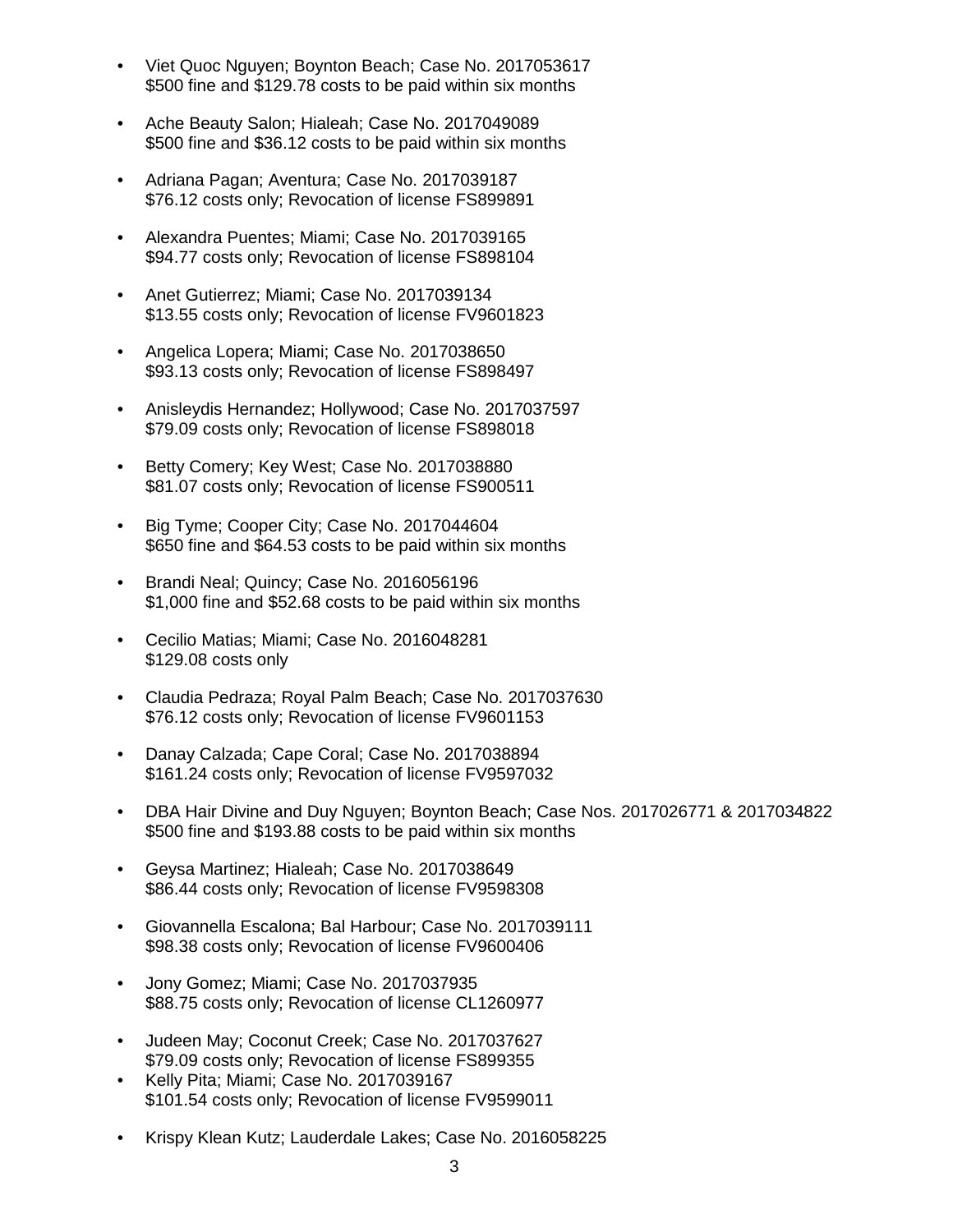- Viet Quoc Nguyen; Boynton Beach; Case No. 2017053617
  $500 fine and $129.78 costs to be paid within six months

- Ache Beauty Salon; Hialeah; Case No. 2017049089
  $500 fine and $36.12 costs to be paid within six months

- Adriana Pagan; Aventura; Case No. 2017039187
  $76.12 costs only; Revocation of license FS899891

- Alexandra Puentes; Miami; Case No. 2017039165
  $94.77 costs only; Revocation of license FS898104

- Anet Gutierrez; Miami; Case No. 2017039134
  $13.55 costs only; Revocation of license FV9601823

- Angelica Lopera; Miami; Case No. 2017038650
  $93.13 costs only; Revocation of license FS898497

- Anisleydis Hernandez; Hollywood; Case No. 2017037597
  $79.09 costs only; Revocation of license FS898018

- Betty Comery; Key West; Case No. 2017038880
  $81.07 costs only; Revocation of license FS900511

- Big Tyme; Cooper City; Case No. 2017044604
  $650 fine and $64.53 costs to be paid within six months

- Brandi Neal; Quincy; Case No. 2016056196
  $1,000 fine and $52.68 costs to be paid within six months

- Cecilio Matias; Miami; Case No. 2016048281
  $129.08 costs only

- Claudia Pedraza; Royal Palm Beach; Case No. 2017037630
  $76.12 costs only; Revocation of license FV9601153

- Danay Calzada; Cape Coral; Case No. 2017038894
  $161.24 costs only; Revocation of license FV9597032

- DBA Hair Divine and Duy Nguyen; Boynton Beach; Case Nos. 2017026771 & 2017034822
  $500 fine and $193.88 costs to be paid within six months

- Geysa Martinez; Hialeah; Case No. 2017038649
  $86.44 costs only; Revocation of license FV9598308

- Giovannella Escalona; Bal Harbour; Case No. 2017039111
  $98.38 costs only; Revocation of license FV9600406

- Jony Gomez; Miami; Case No. 2017037935
  $88.75 costs only; Revocation of license CL1260977

- Judeen May; Coconut Creek; Case No. 2017037627
  $79.09 costs only; Revocation of license FS899355
- Kelly Pita; Miami; Case No. 2017039167
  $101.54 costs only; Revocation of license FV9599011

- Krispy Klean Kutz; Lauderdale Lakes; Case No. 2016058225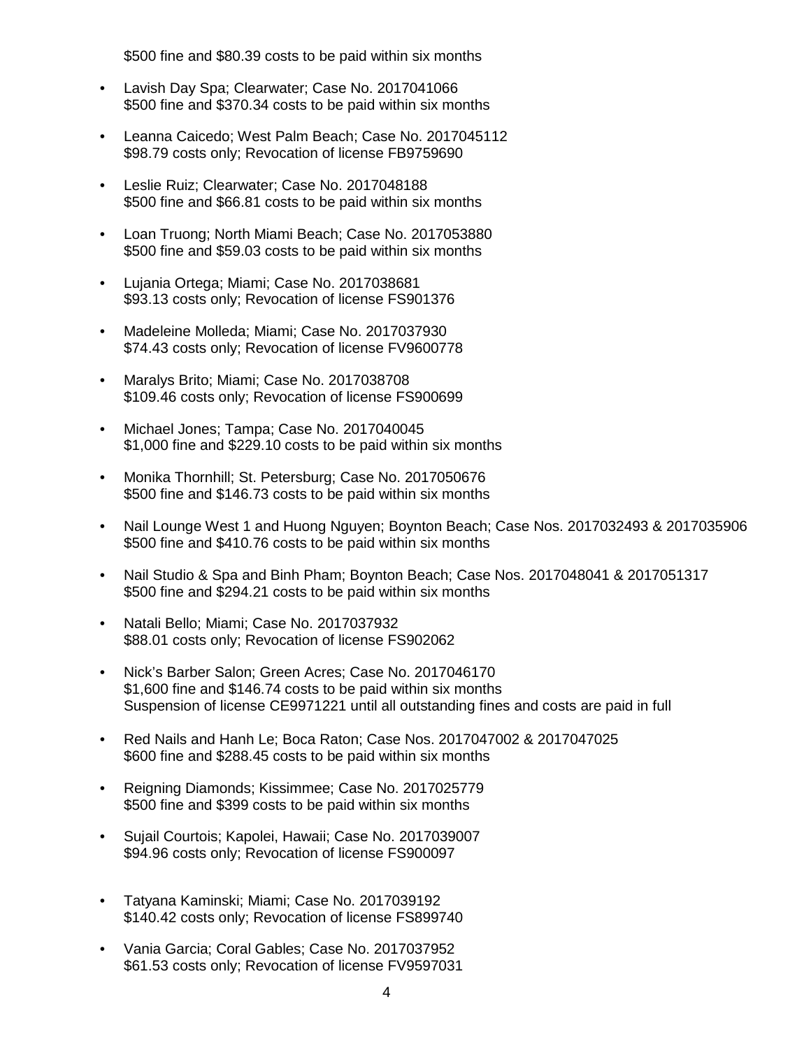$500 fine and $80.39 costs to be paid within six months

- Lavish Day Spa; Clearwater; Case No. 2017041066
  $500 fine and $370.34 costs to be paid within six months

- Leanna Caicedo; West Palm Beach; Case No. 2017045112
  $98.79 costs only; Revocation of license FB9759690

- Leslie Ruiz; Clearwater; Case No. 2017048188
  $500 fine and $66.81 costs to be paid within six months

- Loan Truong; North Miami Beach; Case No. 2017053880
  $500 fine and $59.03 costs to be paid within six months

- Lujania Ortega; Miami; Case No. 2017038681
  $93.13 costs only; Revocation of license FS901376

- Madeleine Molleda; Miami; Case No. 2017037930
  $74.43 costs only; Revocation of license FV9600778

- Maralys Brito; Miami; Case No. 2017038708
  $109.46 costs only; Revocation of license FS900699

- Michael Jones; Tampa; Case No. 2017040045
  $1,000 fine and $229.10 costs to be paid within six months

- Monika Thornhill; St. Petersburg; Case No. 2017050676
  $500 fine and $146.73 costs to be paid within six months

- Nail Lounge West 1 and Huong Nguyen; Boynton Beach; Case Nos. 2017032493 & 2017035906
  $500 fine and $410.76 costs to be paid within six months

- Nail Studio & Spa and Binh Pham; Boynton Beach; Case Nos. 2017048041 & 2017051317
  $500 fine and $294.21 costs to be paid within six months

- Natali Bello; Miami; Case No. 2017037932
  $88.01 costs only; Revocation of license FS902062

- Nick's Barber Salon; Green Acres; Case No. 2017046170
  $1,600 fine and $146.74 costs to be paid within six months
  Suspension of license CE9971221 until all outstanding fines and costs are paid in full

- Red Nails and Hanh Le; Boca Raton; Case Nos. 2017047002 & 2017047025
  $600 fine and $288.45 costs to be paid within six months

- Reigning Diamonds; Kissimmee; Case No. 2017025779
  $500 fine and $399 costs to be paid within six months

- Sujail Courtois; Kapolei, Hawaii; Case No. 2017039007
  $94.96 costs only; Revocation of license FS900097

- Tatyana Kaminski; Miami; Case No. 2017039192
  $140.42 costs only; Revocation of license FS899740

- Vania Garcia; Coral Gables; Case No. 2017037952
  $61.53 costs only; Revocation of license FV9597031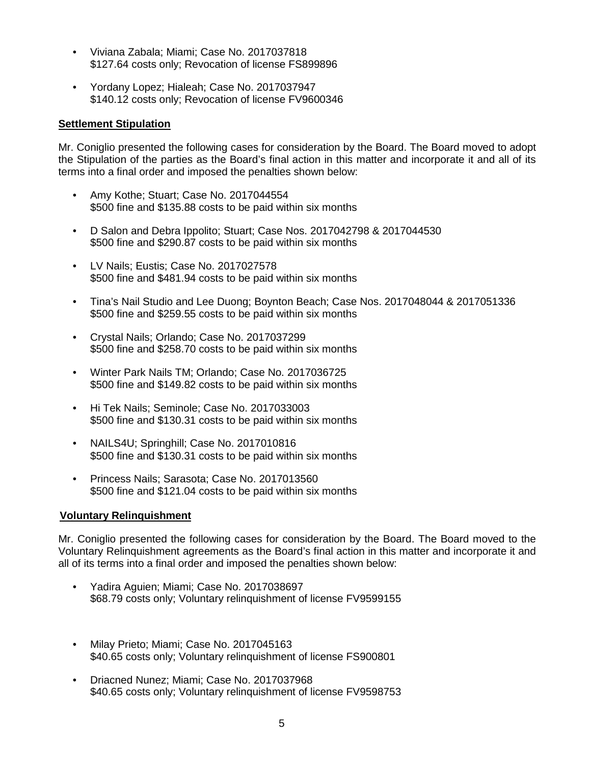- Viviana Zabala; Miami; Case No. 2017037818
  $127.64 costs only; Revocation of license FS899896

- Yordany Lopez; Hialeah; Case No. 2017037947
  $140.12 costs only; Revocation of license FV9600346

**Settlement Stipulation**

Mr. Coniglio presented the following cases for consideration by the Board. The Board moved to adopt the Stipulation of the parties as the Board's final action in this matter and incorporate it and all of its terms into a final order and imposed the penalties shown below:

- Amy Kothe; Stuart; Case No. 2017044554
  $500 fine and $135.88 costs to be paid within six months

- D Salon and Debra Ippolito; Stuart; Case Nos. 2017042798 & 2017044530
  $500 fine and $290.87 costs to be paid within six months

- LV Nails; Eustis; Case No. 2017027578
  $500 fine and $481.94 costs to be paid within six months

- Tina's Nail Studio and Lee Duong; Boynton Beach; Case Nos. 2017048044 & 2017051336
  $500 fine and $259.55 costs to be paid within six months

- Crystal Nails; Orlando; Case No. 2017037299
  $500 fine and $258.70 costs to be paid within six months

- Winter Park Nails TM; Orlando; Case No. 2017036725
  $500 fine and $149.82 costs to be paid within six months

- Hi Tek Nails; Seminole; Case No. 2017033003
  $500 fine and $130.31 costs to be paid within six months

- NAILS4U; Springhill; Case No. 2017010816
  $500 fine and $130.31 costs to be paid within six months

- Princess Nails; Sarasota; Case No. 2017013560
  $500 fine and $121.04 costs to be paid within six months

**Voluntary Relinquishment**

Mr. Coniglio presented the following cases for consideration by the Board. The Board moved to the Voluntary Relinquishment agreements as the Board's final action in this matter and incorporate it and all of its terms into a final order and imposed the penalties shown below:

- Yadira Aguien; Miami; Case No. 2017038697
  $68.79 costs only; Voluntary relinquishment of license FV9599155

- Milay Prieto; Miami; Case No. 2017045163
  $40.65 costs only; Voluntary relinquishment of license FS900801

- Driacned Nunez; Miami; Case No. 2017037968
  $40.65 costs only; Voluntary relinquishment of license FV9598753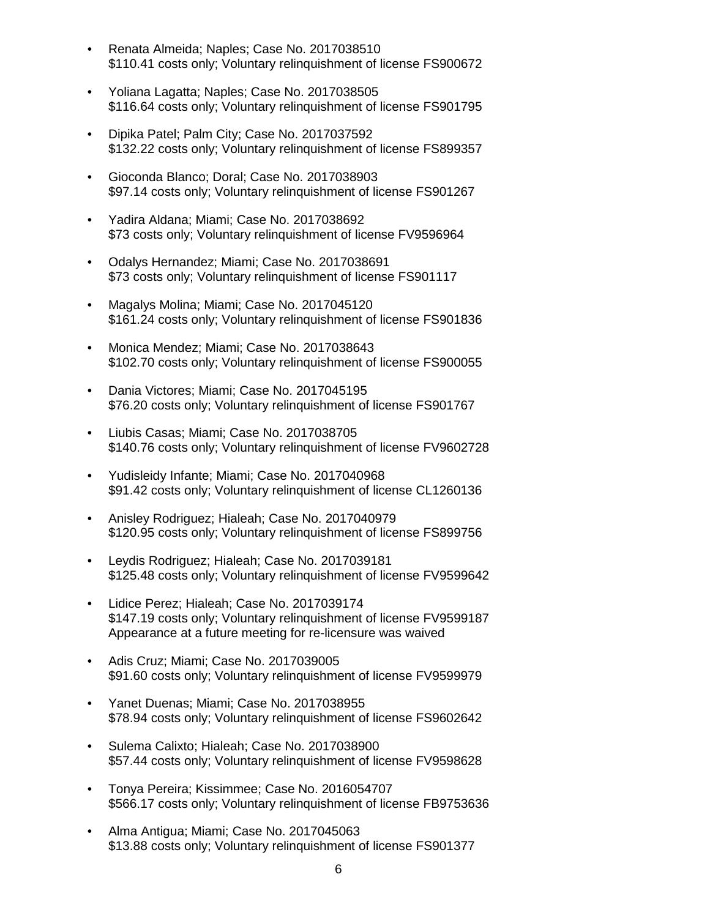- Renata Almeida; Naples; Case No. 2017038510
  $110.41 costs only; Voluntary relinquishment of license FS900672

- Yoliana Lagatta; Naples; Case No. 2017038505
  $116.64 costs only; Voluntary relinquishment of license FS901795

- Dipika Patel; Palm City; Case No. 2017037592
  $132.22 costs only; Voluntary relinquishment of license FS899357

- Gioconda Blanco; Doral; Case No. 2017038903
  $97.14 costs only; Voluntary relinquishment of license FS901267

- Yadira Aldana; Miami; Case No. 2017038692
  $73 costs only; Voluntary relinquishment of license FV9596964

- Odalys Hernandez; Miami; Case No. 2017038691
  $73 costs only; Voluntary relinquishment of license FS901117

- Magalys Molina; Miami; Case No. 2017045120
  $161.24 costs only; Voluntary relinquishment of license FS901836

- Monica Mendez; Miami; Case No. 2017038643
  $102.70 costs only; Voluntary relinquishment of license FS900055

- Dania Victores; Miami; Case No. 2017045195
  $76.20 costs only; Voluntary relinquishment of license FS901767

- Liubis Casas; Miami; Case No. 2017038705
  $140.76 costs only; Voluntary relinquishment of license FV9602728

- Yudisleidy Infante; Miami; Case No. 2017040968
  $91.42 costs only; Voluntary relinquishment of license CL1260136

- Anisley Rodriguez; Hialeah; Case No. 2017040979
  $120.95 costs only; Voluntary relinquishment of license FS899756

- Leydis Rodriguez; Hialeah; Case No. 2017039181
  $125.48 costs only; Voluntary relinquishment of license FV9599642

- Lidice Perez; Hialeah; Case No. 2017039174
  $147.19 costs only; Voluntary relinquishment of license FV9599187
  Appearance at a future meeting for re-licensure was waived

- Adis Cruz; Miami; Case No. 2017039005
  $91.60 costs only; Voluntary relinquishment of license FV9599979

- Yanet Duenas; Miami; Case No. 2017038955
  $78.94 costs only; Voluntary relinquishment of license FS9602642

- Sulema Calixto; Hialeah; Case No. 2017038900
  $57.44 costs only; Voluntary relinquishment of license FV9598628

- Tonya Pereira; Kissimmee; Case No. 2016054707
  $566.17 costs only; Voluntary relinquishment of license FB9753636

- Alma Antigua; Miami; Case No. 2017045063
  $13.88 costs only; Voluntary relinquishment of license FS901377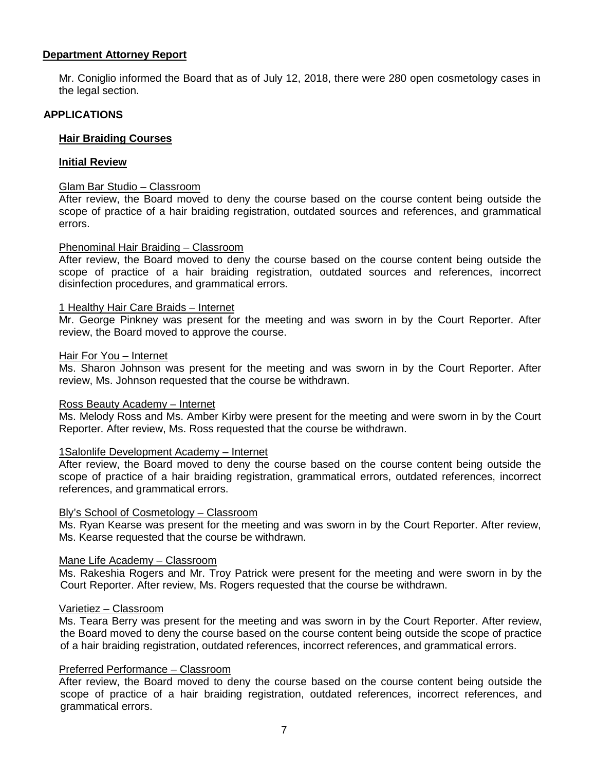**Department Attorney Report**

Mr. Coniglio informed the Board that as of July 12, 2018, there were 280 open cosmetology cases in the legal section.

## APPLICATIONS

**Hair Braiding Courses**

**Initial Review**

Glam Bar Studio – Classroom
After review, the Board moved to deny the course based on the course content being outside the scope of practice of a hair braiding registration, outdated sources and references, and grammatical errors.

Phenominal Hair Braiding – Classroom
After review, the Board moved to deny the course based on the course content being outside the scope of practice of a hair braiding registration, outdated sources and references, incorrect disinfection procedures, and grammatical errors.

1 Healthy Hair Care Braids – Internet
Mr. George Pinkney was present for the meeting and was sworn in by the Court Reporter. After review, the Board moved to approve the course.

Hair For You – Internet
Ms. Sharon Johnson was present for the meeting and was sworn in by the Court Reporter. After review, Ms. Johnson requested that the course be withdrawn.

Ross Beauty Academy – Internet
Ms. Melody Ross and Ms. Amber Kirby were present for the meeting and were sworn in by the Court Reporter. After review, Ms. Ross requested that the course be withdrawn.

1Salonlife Development Academy – Internet
After review, the Board moved to deny the course based on the course content being outside the scope of practice of a hair braiding registration, grammatical errors, outdated references, incorrect references, and grammatical errors.

Bly's School of Cosmetology – Classroom
Ms. Ryan Kearse was present for the meeting and was sworn in by the Court Reporter. After review, Ms. Kearse requested that the course be withdrawn.

Mane Life Academy – Classroom
Ms. Rakeshia Rogers and Mr. Troy Patrick were present for the meeting and were sworn in by the Court Reporter. After review, Ms. Rogers requested that the course be withdrawn.

Varietiez – Classroom
Ms. Teara Berry was present for the meeting and was sworn in by the Court Reporter. After review, the Board moved to deny the course based on the course content being outside the scope of practice of a hair braiding registration, outdated references, incorrect references, and grammatical errors.

Preferred Performance – Classroom
After review, the Board moved to deny the course based on the course content being outside the scope of practice of a hair braiding registration, outdated references, incorrect references, and grammatical errors.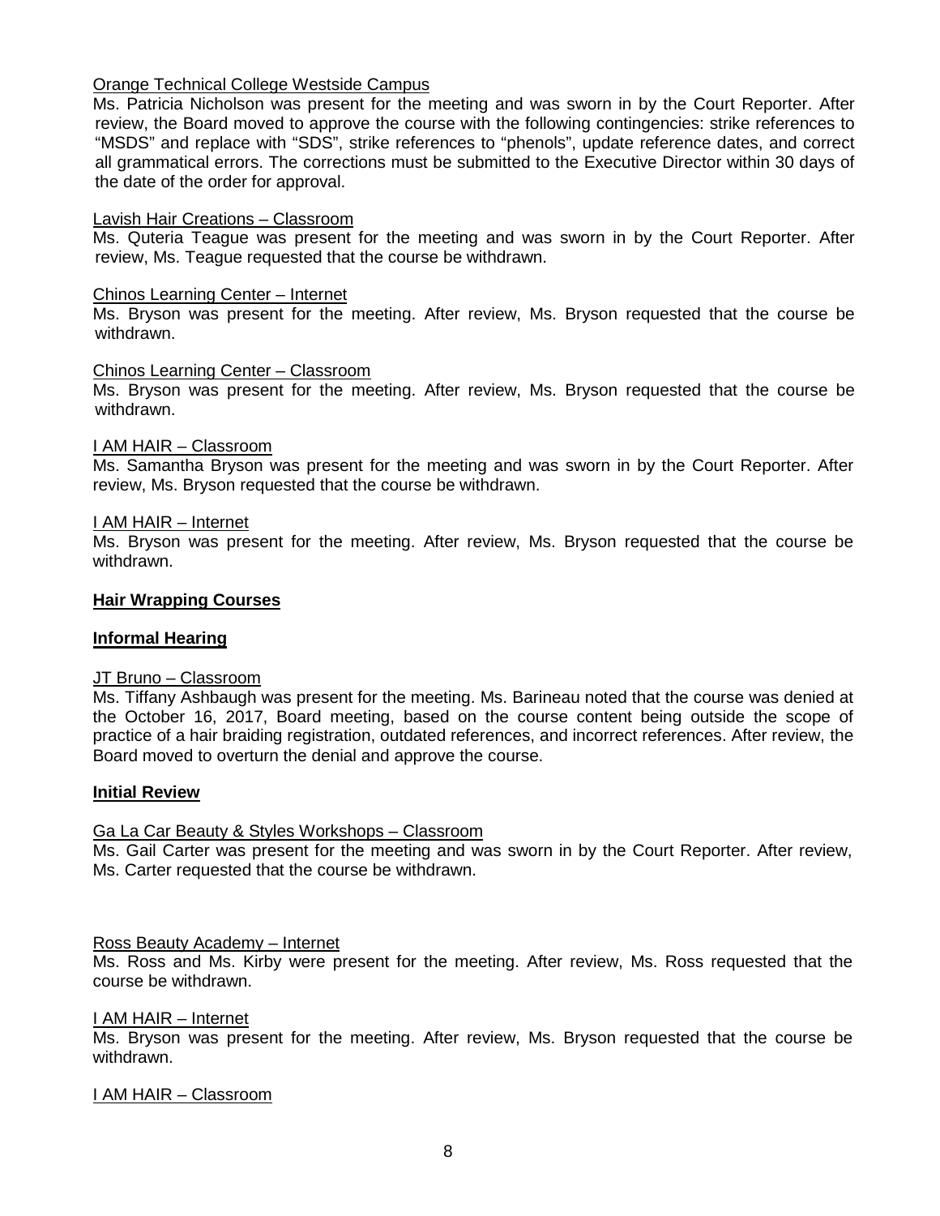Orange Technical College Westside Campus

Ms. Patricia Nicholson was present for the meeting and was sworn in by the Court Reporter. After review, the Board moved to approve the course with the following contingencies: strike references to "MSDS" and replace with "SDS", strike references to "phenols", update reference dates, and correct all grammatical errors. The corrections must be submitted to the Executive Director within 30 days of the date of the order for approval.

Lavish Hair Creations – Classroom

Ms. Quteria Teague was present for the meeting and was sworn in by the Court Reporter. After review, Ms. Teague requested that the course be withdrawn.

Chinos Learning Center – Internet

Ms. Bryson was present for the meeting. After review, Ms. Bryson requested that the course be withdrawn.

Chinos Learning Center – Classroom

Ms. Bryson was present for the meeting. After review, Ms. Bryson requested that the course be withdrawn.

I AM HAIR – Classroom

Ms. Samantha Bryson was present for the meeting and was sworn in by the Court Reporter. After review, Ms. Bryson requested that the course be withdrawn.

I AM HAIR – Internet

Ms. Bryson was present for the meeting. After review, Ms. Bryson requested that the course be withdrawn.

**Hair Wrapping Courses**

**Informal Hearing**

JT Bruno – Classroom

Ms. Tiffany Ashbaugh was present for the meeting. Ms. Barineau noted that the course was denied at the October 16, 2017, Board meeting, based on the course content being outside the scope of practice of a hair braiding registration, outdated references, and incorrect references. After review, the Board moved to overturn the denial and approve the course.

**Initial Review**

Ga La Car Beauty & Styles Workshops – Classroom

Ms. Gail Carter was present for the meeting and was sworn in by the Court Reporter. After review, Ms. Carter requested that the course be withdrawn.

Ross Beauty Academy – Internet

Ms. Ross and Ms. Kirby were present for the meeting. After review, Ms. Ross requested that the course be withdrawn.

I AM HAIR – Internet

Ms. Bryson was present for the meeting. After review, Ms. Bryson requested that the course be withdrawn.

I AM HAIR – Classroom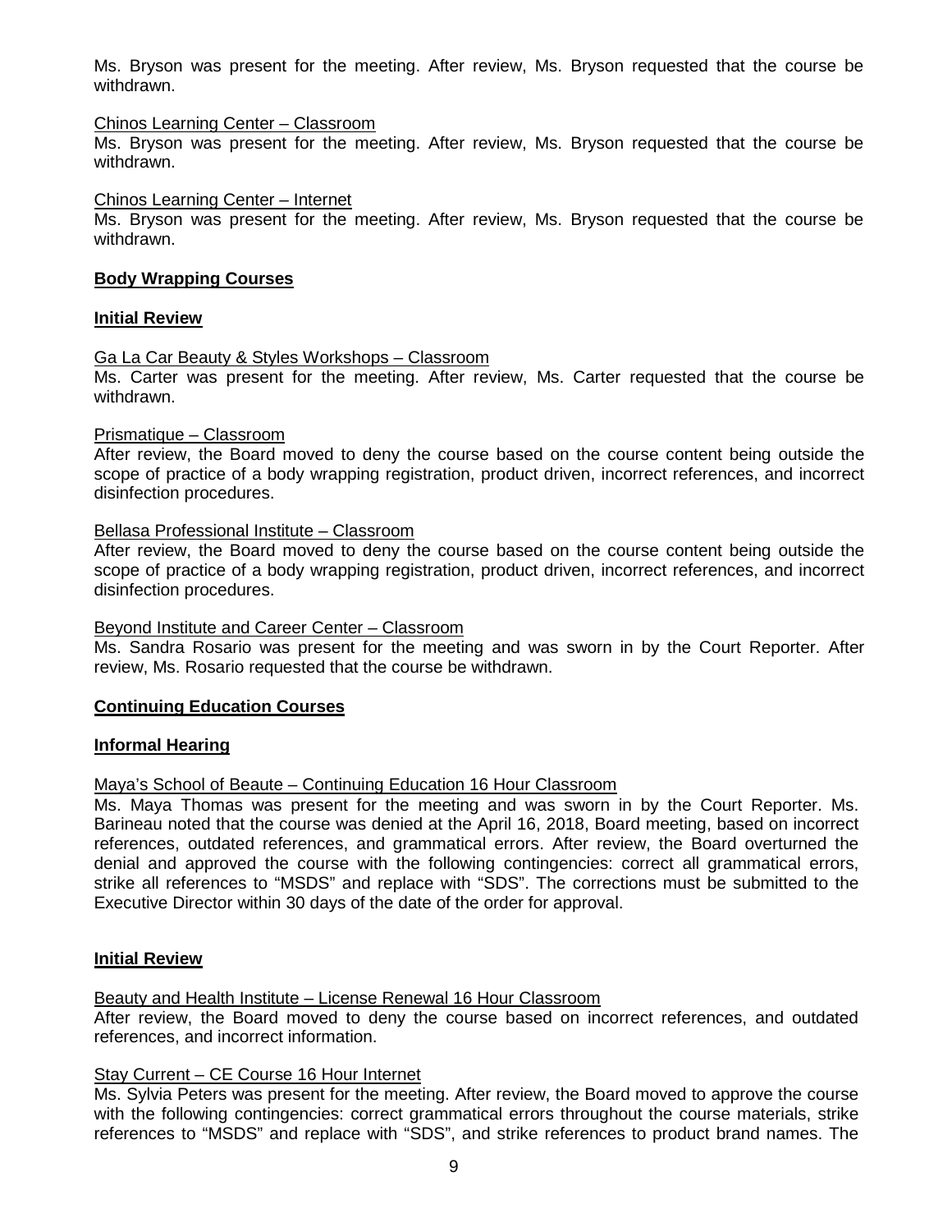Ms. Bryson was present for the meeting. After review, Ms. Bryson requested that the course be withdrawn.

Chinos Learning Center – Classroom
Ms. Bryson was present for the meeting. After review, Ms. Bryson requested that the course be withdrawn.

Chinos Learning Center – Internet
Ms. Bryson was present for the meeting. After review, Ms. Bryson requested that the course be withdrawn.

**Body Wrapping Courses**

**Initial Review**

Ga La Car Beauty & Styles Workshops – Classroom
Ms. Carter was present for the meeting. After review, Ms. Carter requested that the course be withdrawn.

Prismatique – Classroom
After review, the Board moved to deny the course based on the course content being outside the scope of practice of a body wrapping registration, product driven, incorrect references, and incorrect disinfection procedures.

Bellasa Professional Institute – Classroom
After review, the Board moved to deny the course based on the course content being outside the scope of practice of a body wrapping registration, product driven, incorrect references, and incorrect disinfection procedures.

Beyond Institute and Career Center – Classroom
Ms. Sandra Rosario was present for the meeting and was sworn in by the Court Reporter. After review, Ms. Rosario requested that the course be withdrawn.

**Continuing Education Courses**

**Informal Hearing**

Maya's School of Beaute – Continuing Education 16 Hour Classroom
Ms. Maya Thomas was present for the meeting and was sworn in by the Court Reporter. Ms. Barineau noted that the course was denied at the April 16, 2018, Board meeting, based on incorrect references, outdated references, and grammatical errors. After review, the Board overturned the denial and approved the course with the following contingencies: correct all grammatical errors, strike all references to "MSDS" and replace with "SDS". The corrections must be submitted to the Executive Director within 30 days of the date of the order for approval.

**Initial Review**

Beauty and Health Institute – License Renewal 16 Hour Classroom
After review, the Board moved to deny the course based on incorrect references, and outdated references, and incorrect information.

Stay Current – CE Course 16 Hour Internet
Ms. Sylvia Peters was present for the meeting. After review, the Board moved to approve the course with the following contingencies: correct grammatical errors throughout the course materials, strike references to "MSDS" and replace with "SDS", and strike references to product brand names. The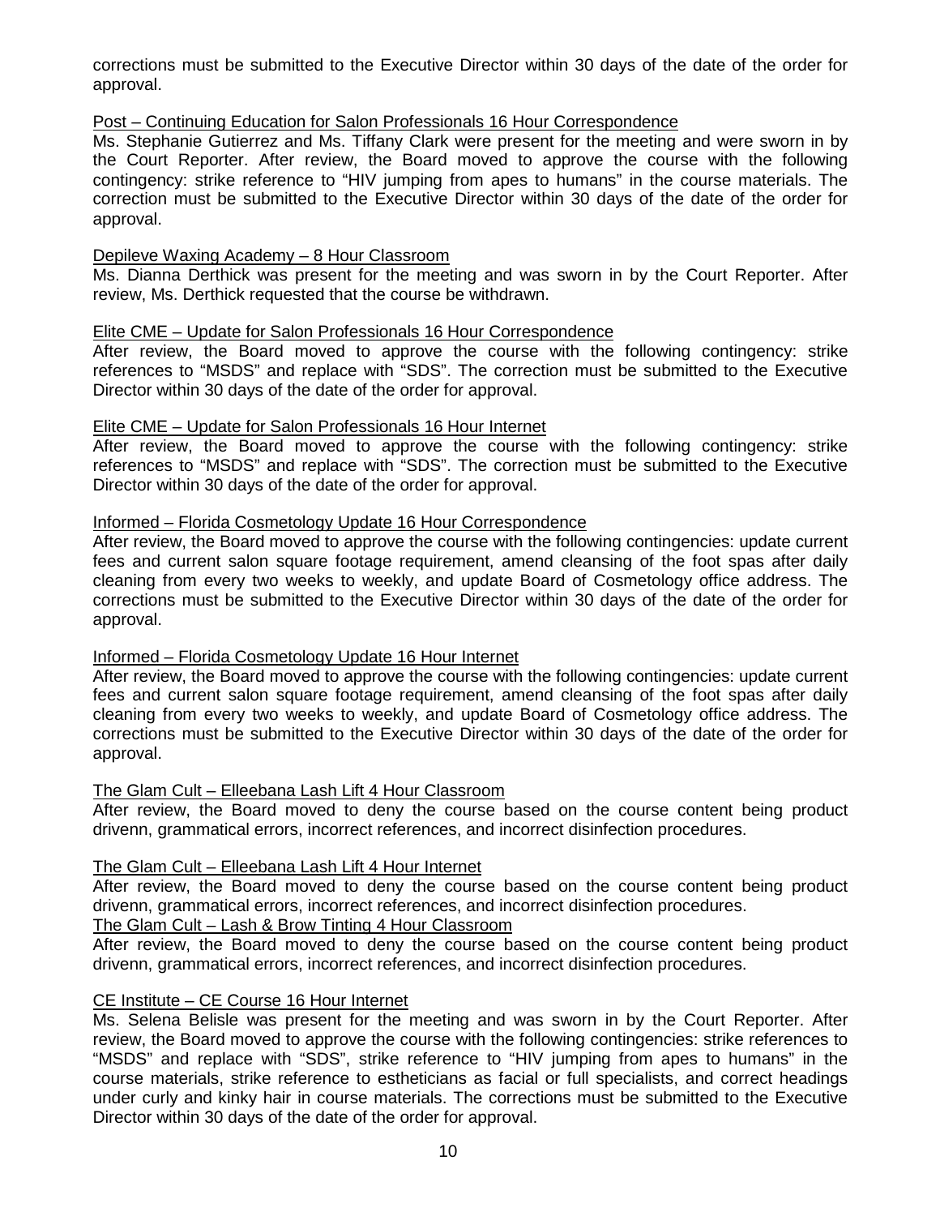corrections must be submitted to the Executive Director within 30 days of the date of the order for approval.

Post – Continuing Education for Salon Professionals 16 Hour Correspondence

Ms. Stephanie Gutierrez and Ms. Tiffany Clark were present for the meeting and were sworn in by the Court Reporter. After review, the Board moved to approve the course with the following contingency: strike reference to "HIV jumping from apes to humans" in the course materials. The correction must be submitted to the Executive Director within 30 days of the date of the order for approval.

Depileve Waxing Academy – 8 Hour Classroom

Ms. Dianna Derthick was present for the meeting and was sworn in by the Court Reporter. After review, Ms. Derthick requested that the course be withdrawn.

Elite CME – Update for Salon Professionals 16 Hour Correspondence

After review, the Board moved to approve the course with the following contingency: strike references to "MSDS" and replace with "SDS". The correction must be submitted to the Executive Director within 30 days of the date of the order for approval.

Elite CME – Update for Salon Professionals 16 Hour Internet

After review, the Board moved to approve the course with the following contingency: strike references to "MSDS" and replace with "SDS". The correction must be submitted to the Executive Director within 30 days of the date of the order for approval.

Informed – Florida Cosmetology Update 16 Hour Correspondence

After review, the Board moved to approve the course with the following contingencies: update current fees and current salon square footage requirement, amend cleansing of the foot spas after daily cleaning from every two weeks to weekly, and update Board of Cosmetology office address. The corrections must be submitted to the Executive Director within 30 days of the date of the order for approval.

Informed – Florida Cosmetology Update 16 Hour Internet

After review, the Board moved to approve the course with the following contingencies: update current fees and current salon square footage requirement, amend cleansing of the foot spas after daily cleaning from every two weeks to weekly, and update Board of Cosmetology office address. The corrections must be submitted to the Executive Director within 30 days of the date of the order for approval.

The Glam Cult – Elleebana Lash Lift 4 Hour Classroom

After review, the Board moved to deny the course based on the course content being product drivenn, grammatical errors, incorrect references, and incorrect disinfection procedures.

The Glam Cult – Elleebana Lash Lift 4 Hour Internet

After review, the Board moved to deny the course based on the course content being product drivenn, grammatical errors, incorrect references, and incorrect disinfection procedures.

The Glam Cult – Lash & Brow Tinting 4 Hour Classroom

After review, the Board moved to deny the course based on the course content being product drivenn, grammatical errors, incorrect references, and incorrect disinfection procedures.

CE Institute – CE Course 16 Hour Internet

Ms. Selena Belisle was present for the meeting and was sworn in by the Court Reporter. After review, the Board moved to approve the course with the following contingencies: strike references to "MSDS" and replace with "SDS", strike reference to "HIV jumping from apes to humans" in the course materials, strike reference to estheticians as facial or full specialists, and correct headings under curly and kinky hair in course materials. The corrections must be submitted to the Executive Director within 30 days of the date of the order for approval.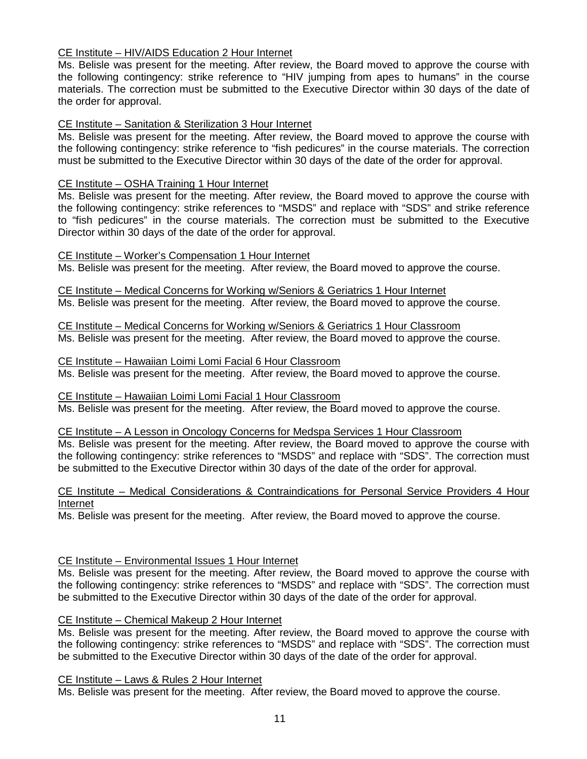<u>CE Institute – HIV/AIDS Education 2 Hour Internet</u>

Ms. Belisle was present for the meeting. After review, the Board moved to approve the course with the following contingency: strike reference to "HIV jumping from apes to humans" in the course materials. The correction must be submitted to the Executive Director within 30 days of the date of the order for approval.

<u>CE Institute – Sanitation & Sterilization 3 Hour Internet</u>

Ms. Belisle was present for the meeting. After review, the Board moved to approve the course with the following contingency: strike reference to "fish pedicures" in the course materials. The correction must be submitted to the Executive Director within 30 days of the date of the order for approval.

<u>CE Institute – OSHA Training 1 Hour Internet</u>

Ms. Belisle was present for the meeting. After review, the Board moved to approve the course with the following contingency: strike references to "MSDS" and replace with "SDS" and strike reference to "fish pedicures" in the course materials. The correction must be submitted to the Executive Director within 30 days of the date of the order for approval.

<u>CE Institute – Worker's Compensation 1 Hour Internet</u>

Ms. Belisle was present for the meeting. After review, the Board moved to approve the course.

<u>CE Institute – Medical Concerns for Working w/Seniors & Geriatrics 1 Hour Internet</u>

Ms. Belisle was present for the meeting. After review, the Board moved to approve the course.

<u>CE Institute – Medical Concerns for Working w/Seniors & Geriatrics 1 Hour Classroom</u>

Ms. Belisle was present for the meeting. After review, the Board moved to approve the course.

<u>CE Institute – Hawaiian Loimi Lomi Facial 6 Hour Classroom</u>

Ms. Belisle was present for the meeting. After review, the Board moved to approve the course.

<u>CE Institute – Hawaiian Loimi Lomi Facial 1 Hour Classroom</u>

Ms. Belisle was present for the meeting. After review, the Board moved to approve the course.

<u>CE Institute – A Lesson in Oncology Concerns for Medspa Services 1 Hour Classroom</u>

Ms. Belisle was present for the meeting. After review, the Board moved to approve the course with the following contingency: strike references to "MSDS" and replace with "SDS". The correction must be submitted to the Executive Director within 30 days of the date of the order for approval.

<u>CE Institute – Medical Considerations & Contraindications for Personal Service Providers 4 Hour Internet</u>

Ms. Belisle was present for the meeting. After review, the Board moved to approve the course.

<u>CE Institute – Environmental Issues 1 Hour Internet</u>

Ms. Belisle was present for the meeting. After review, the Board moved to approve the course with the following contingency: strike references to "MSDS" and replace with "SDS". The correction must be submitted to the Executive Director within 30 days of the date of the order for approval.

<u>CE Institute – Chemical Makeup 2 Hour Internet</u>

Ms. Belisle was present for the meeting. After review, the Board moved to approve the course with the following contingency: strike references to "MSDS" and replace with "SDS". The correction must be submitted to the Executive Director within 30 days of the date of the order for approval.

<u>CE Institute – Laws & Rules 2 Hour Internet</u>

Ms. Belisle was present for the meeting. After review, the Board moved to approve the course.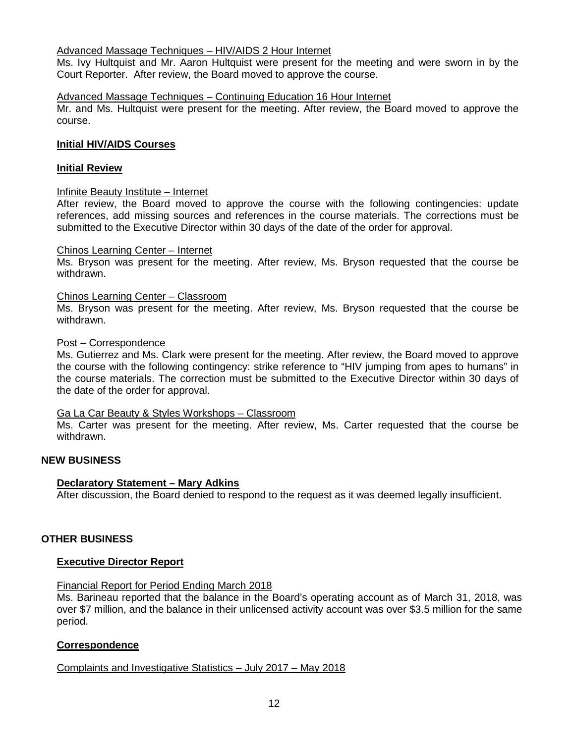Advanced Massage Techniques – HIV/AIDS 2 Hour Internet

Ms. Ivy Hultquist and Mr. Aaron Hultquist were present for the meeting and were sworn in by the Court Reporter. After review, the Board moved to approve the course.

Advanced Massage Techniques – Continuing Education 16 Hour Internet

Mr. and Ms. Hultquist were present for the meeting. After review, the Board moved to approve the course.

**Initial HIV/AIDS Courses**

**Initial Review**

Infinite Beauty Institute – Internet

After review, the Board moved to approve the course with the following contingencies: update references, add missing sources and references in the course materials. The corrections must be submitted to the Executive Director within 30 days of the date of the order for approval.

Chinos Learning Center – Internet

Ms. Bryson was present for the meeting. After review, Ms. Bryson requested that the course be withdrawn.

Chinos Learning Center – Classroom

Ms. Bryson was present for the meeting. After review, Ms. Bryson requested that the course be withdrawn.

Post – Correspondence

Ms. Gutierrez and Ms. Clark were present for the meeting. After review, the Board moved to approve the course with the following contingency: strike reference to "HIV jumping from apes to humans" in the course materials. The correction must be submitted to the Executive Director within 30 days of the date of the order for approval.

Ga La Car Beauty & Styles Workshops – Classroom

Ms. Carter was present for the meeting. After review, Ms. Carter requested that the course be withdrawn.

## NEW BUSINESS

**Declaratory Statement – Mary Adkins**

After discussion, the Board denied to respond to the request as it was deemed legally insufficient.

## OTHER BUSINESS

**Executive Director Report**

Financial Report for Period Ending March 2018

Ms. Barineau reported that the balance in the Board's operating account as of March 31, 2018, was over $7 million, and the balance in their unlicensed activity account was over $3.5 million for the same period.

**Correspondence**

Complaints and Investigative Statistics – July 2017 – May 2018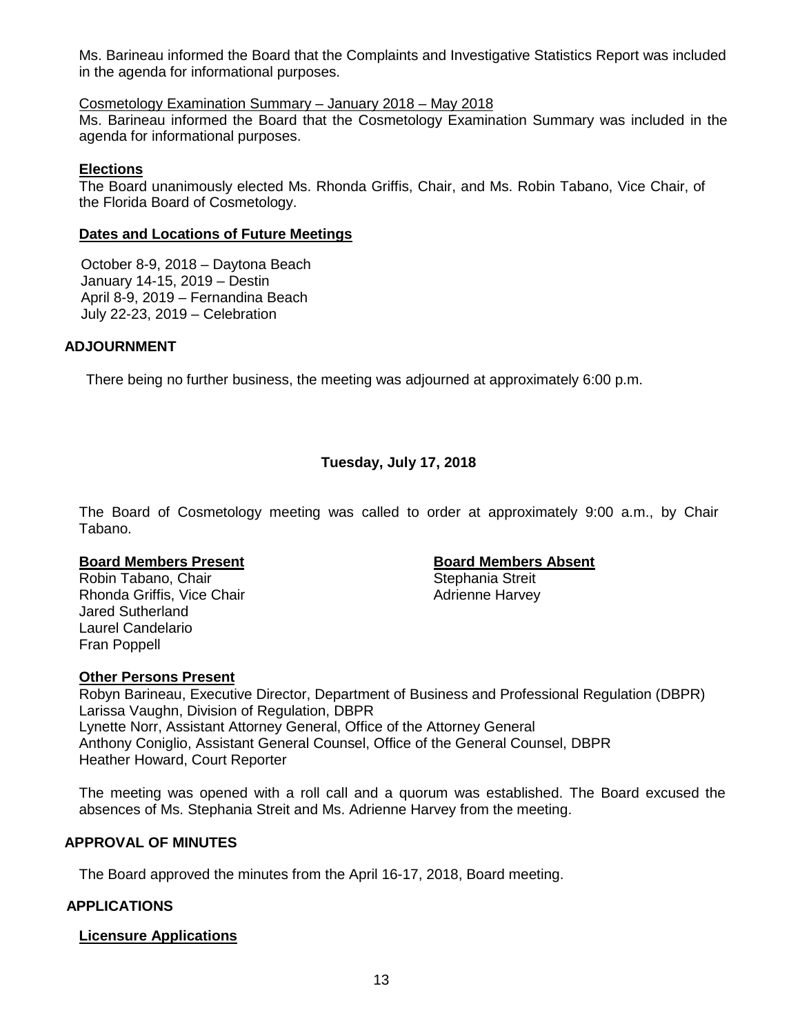Ms. Barineau informed the Board that the Complaints and Investigative Statistics Report was included in the agenda for informational purposes.

Cosmetology Examination Summary – January 2018 – May 2018

Ms. Barineau informed the Board that the Cosmetology Examination Summary was included in the agenda for informational purposes.

**Elections**

The Board unanimously elected Ms. Rhonda Griffis, Chair, and Ms. Robin Tabano, Vice Chair, of the Florida Board of Cosmetology.

**Dates and Locations of Future Meetings**

October 8-9, 2018 – Daytona Beach
January 14-15, 2019 – Destin
April 8-9, 2019 – Fernandina Beach
July 22-23, 2019 – Celebration

## ADJOURNMENT

There being no further business, the meeting was adjourned at approximately 6:00 p.m.

## Tuesday, July 17, 2018

The Board of Cosmetology meeting was called to order at approximately 9:00 a.m., by Chair Tabano.

**Board Members Present**

Robin Tabano, Chair
Rhonda Griffis, Vice Chair
Jared Sutherland
Laurel Candelario
Fran Poppell

**Board Members Absent**

Stephania Streit
Adrienne Harvey

**Other Persons Present**

Robyn Barineau, Executive Director, Department of Business and Professional Regulation (DBPR)
Larissa Vaughn, Division of Regulation, DBPR
Lynette Norr, Assistant Attorney General, Office of the Attorney General
Anthony Coniglio, Assistant General Counsel, Office of the General Counsel, DBPR
Heather Howard, Court Reporter

The meeting was opened with a roll call and a quorum was established. The Board excused the absences of Ms. Stephania Streit and Ms. Adrienne Harvey from the meeting.

## APPROVAL OF MINUTES

The Board approved the minutes from the April 16-17, 2018, Board meeting.

## APPLICATIONS

**Licensure Applications**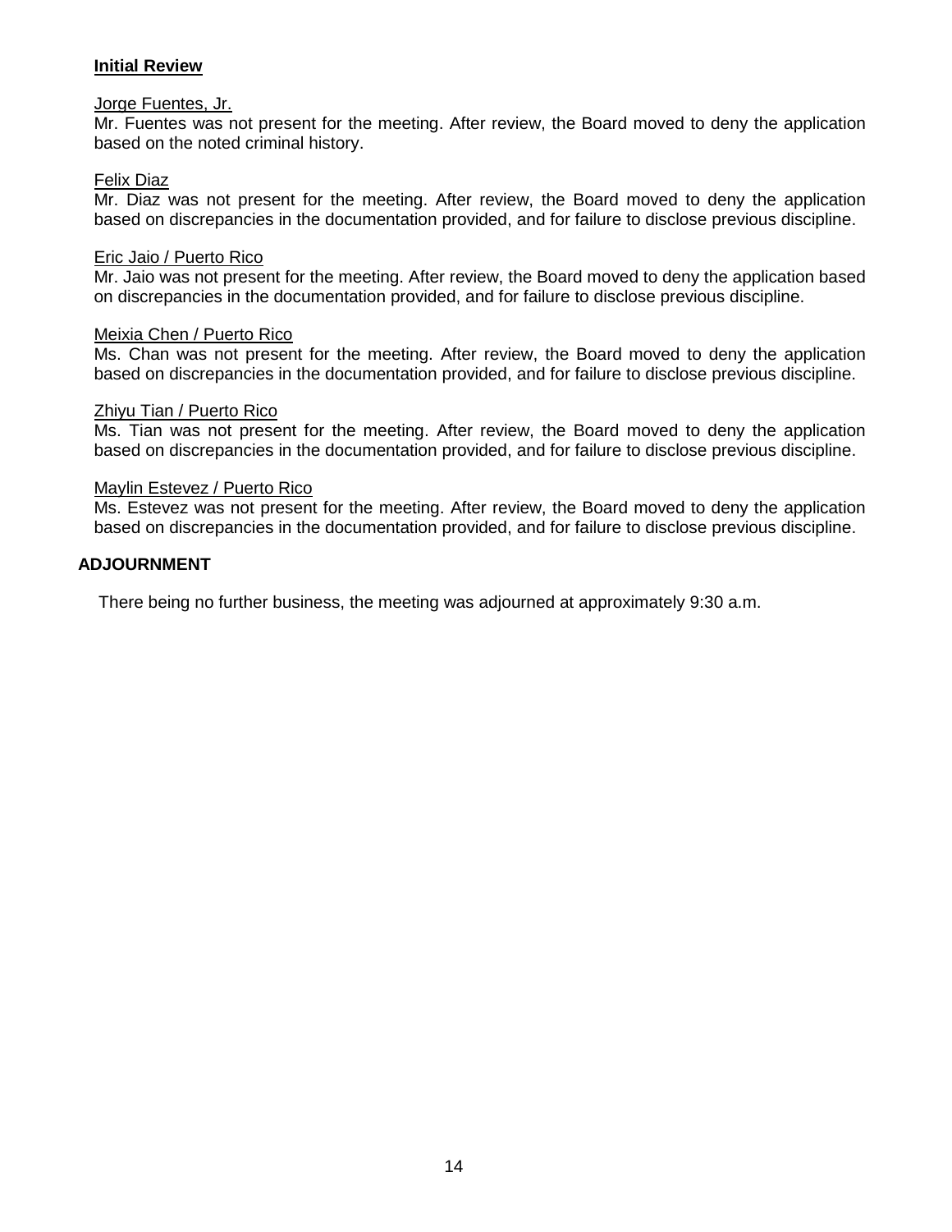**Initial Review**

Jorge Fuentes, Jr.
Mr. Fuentes was not present for the meeting. After review, the Board moved to deny the application based on the noted criminal history.

Felix Diaz
Mr. Diaz was not present for the meeting. After review, the Board moved to deny the application based on discrepancies in the documentation provided, and for failure to disclose previous discipline.

Eric Jaio / Puerto Rico
Mr. Jaio was not present for the meeting. After review, the Board moved to deny the application based on discrepancies in the documentation provided, and for failure to disclose previous discipline.

Meixia Chen / Puerto Rico
Ms. Chan was not present for the meeting. After review, the Board moved to deny the application based on discrepancies in the documentation provided, and for failure to disclose previous discipline.

Zhiyu Tian / Puerto Rico
Ms. Tian was not present for the meeting. After review, the Board moved to deny the application based on discrepancies in the documentation provided, and for failure to disclose previous discipline.

Maylin Estevez / Puerto Rico
Ms. Estevez was not present for the meeting. After review, the Board moved to deny the application based on discrepancies in the documentation provided, and for failure to disclose previous discipline.

**ADJOURNMENT**

There being no further business, the meeting was adjourned at approximately 9:30 a.m.